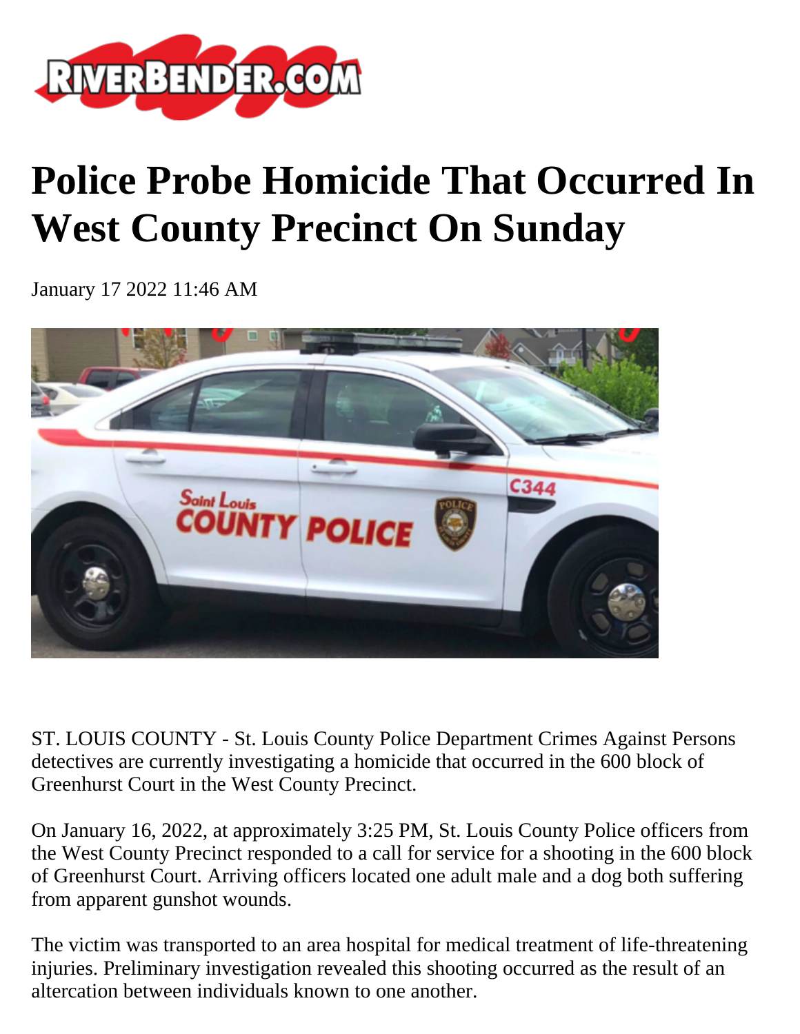# Police Probe Homicide That Occurred In West County Precinct On Sunday

January 17 2022 11:46 AM

ST. LOUIS COUNTY - St. Louis County Police Department Crimes Against Persons detectives are currently investigating a homicide that occurred in the 600 block of Greenhurst Court in the West County Precinct.

On January 16, 2022, at approximately 3:25 PM, St. Louis County Police officers from the West County Precinct responded to a call for service for a shooting in the 600 block of Greenhurst Court. Arriving officers located one adult male and a dog both suffering from apparent gunshot wounds.

The victim was transported to an area hospital for medical treatment of life-threatening injuries. Preliminary investigation revealed this shooting occurred as the result of an altercation between individuals known to one another.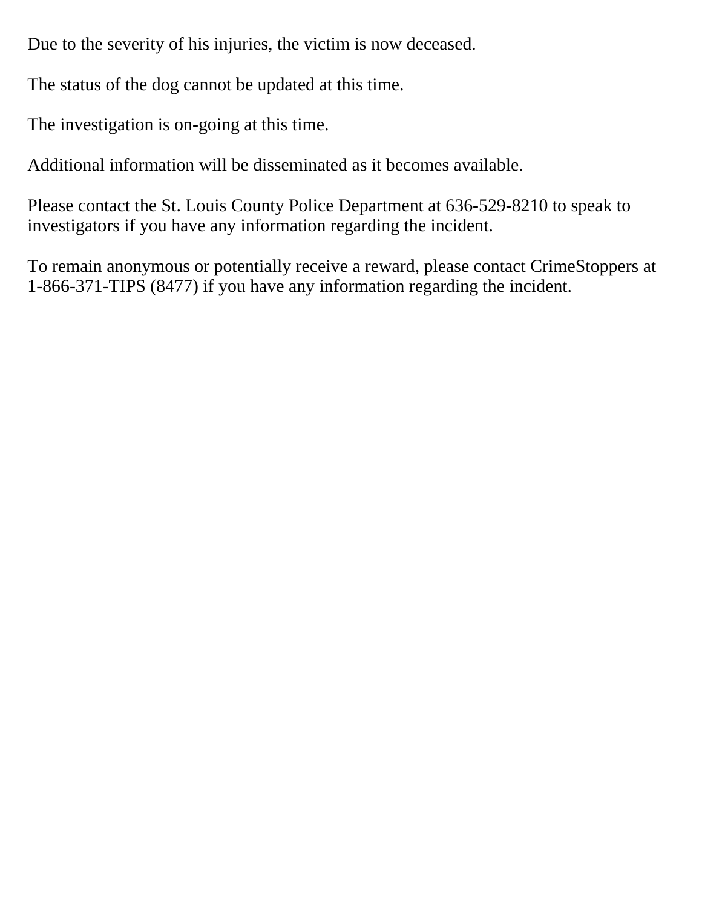Due to the severity of his injuries, the victim is now deceased.

The status of the dog cannot be updated at this time.

The investigation is on-going at this time.

Additional information will be disseminated as it becomes available.

Please contact the St. Louis County Police Department at 636-529-8210 to speak to investigators if you have any information regarding the incident.

To remain anonymous or potentially receive a reward, please contact CrimeStoppers at 1-866-371-TIPS (8477) if you have any information regarding the incident.